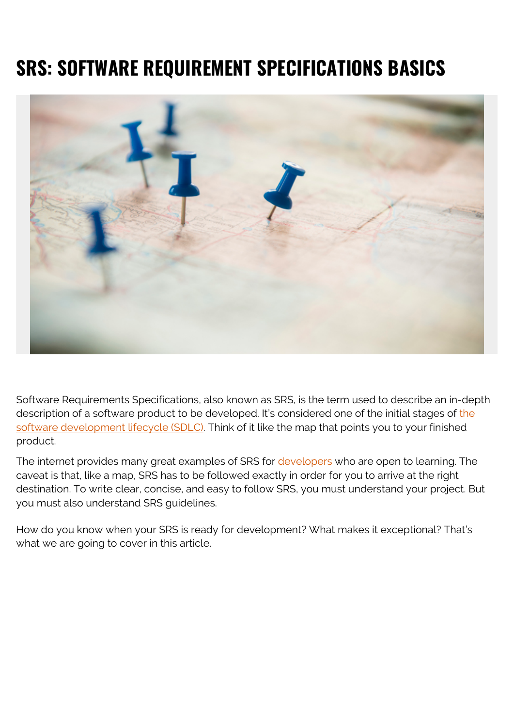# SRS: SOFTWARE REQUIREMENT SPECIFICATIONS BASICS

Software Requirements Specifications, also known as SRS, is the term used to describe an in-depth description of a software product to be developed. It's considered one of the initial stages of the software development lifecycle (SDLC). Think of it like the map that points you to your finished product.

The internet provides many great examples of SRS for developers who are open to learning. The caveat is that, like a map, SRS has to be followed exactly in order for you to arrive at the right destination. To write clear, concise, and easy to follow SRS, you must understand your project. But you must also understand SRS guidelines.

How do you know when your SRS is ready for development? What makes it exceptional? That's what we are going to cover in this article.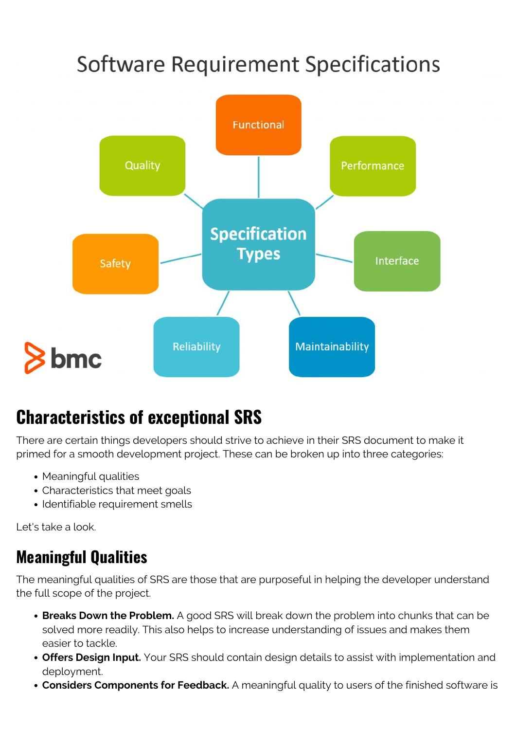## Characteristics of exceptional SRS

There are certain things developers should strive to achieve in their SRS document to make it primed for a smooth development project. These can be broken up into three categories:

- Meaningful qualities
- Characteristics that meet goals
- Identifiable requirement smells

Let's take a look.

## Meaningful Qualities

The meaningful qualities of SRS are those that are purposeful in helping the developer understand the full scope of the project.

- **Breaks Down the Problem.** A good SRS will break down the problem into chunks that can be solved more readily. This also helps to increase understanding of issues and makes them easier to tackle.
- **Offers Design Input.** Your SRS should contain design details to assist with implementation and deployment.
- **Considers Components for Feedback.** A meaningful quality to users of the finished software is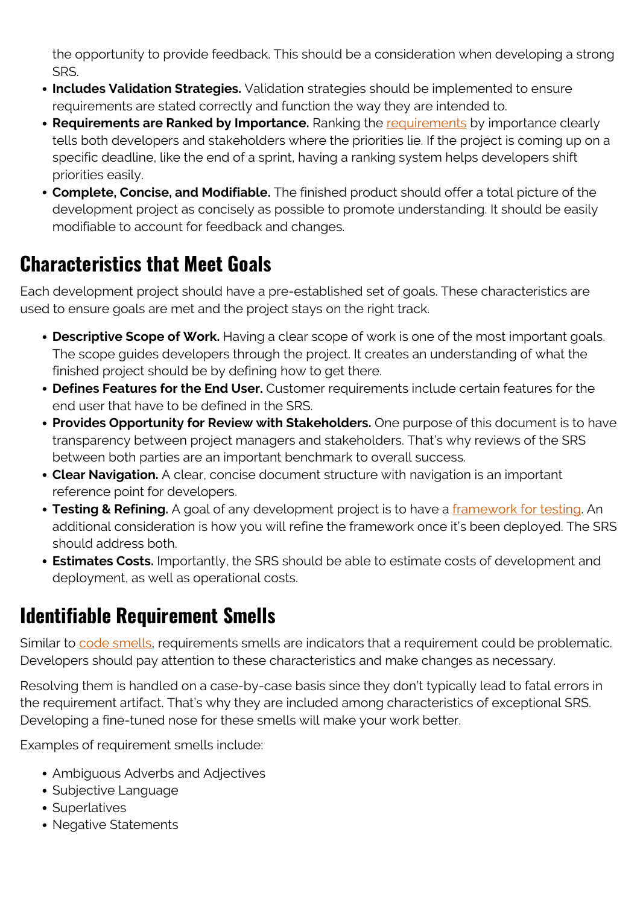the opportunity to provide feedback. This should be a consideration when developing a strong SRS.

- **Includes Validation Strategies.** Validation strategies should be implemented to ensure requirements are stated correctly and function the way they are intended to.
- **Requirements are Ranked by Importance.** Ranking the requirements by importance clearly tells both developers and stakeholders where the priorities lie. If the project is coming up on a specific deadline, like the end of a sprint, having a ranking system helps developers shift priorities easily.
- **Complete, Concise, and Modifiable.** The finished product should offer a total picture of the development project as concisely as possible to promote understanding. It should be easily modifiable to account for feedback and changes.

## Characteristics that Meet Goals

Each development project should have a pre-established set of goals. These characteristics are used to ensure goals are met and the project stays on the right track.

- **Descriptive Scope of Work.** Having a clear scope of work is one of the most important goals. The scope guides developers through the project. It creates an understanding of what the finished project should be by defining how to get there.
- **Defines Features for the End User.** Customer requirements include certain features for the end user that have to be defined in the SRS.
- **Provides Opportunity for Review with Stakeholders.** One purpose of this document is to have transparency between project managers and stakeholders. That's why reviews of the SRS between both parties are an important benchmark to overall success.
- **Clear Navigation.** A clear, concise document structure with navigation is an important reference point for developers.
- **Testing & Refining.** A goal of any development project is to have a framework for testing. An additional consideration is how you will refine the framework once it's been deployed. The SRS should address both.
- **Estimates Costs.** Importantly, the SRS should be able to estimate costs of development and deployment, as well as operational costs.

## Identifiable Requirement Smells

Similar to code smells, requirements smells are indicators that a requirement could be problematic. Developers should pay attention to these characteristics and make changes as necessary.

Resolving them is handled on a case-by-case basis since they don't typically lead to fatal errors in the requirement artifact. That's why they are included among characteristics of exceptional SRS. Developing a fine-tuned nose for these smells will make your work better.

Examples of requirement smells include:

- Ambiguous Adverbs and Adjectives
- Subjective Language
- Superlatives
- Negative Statements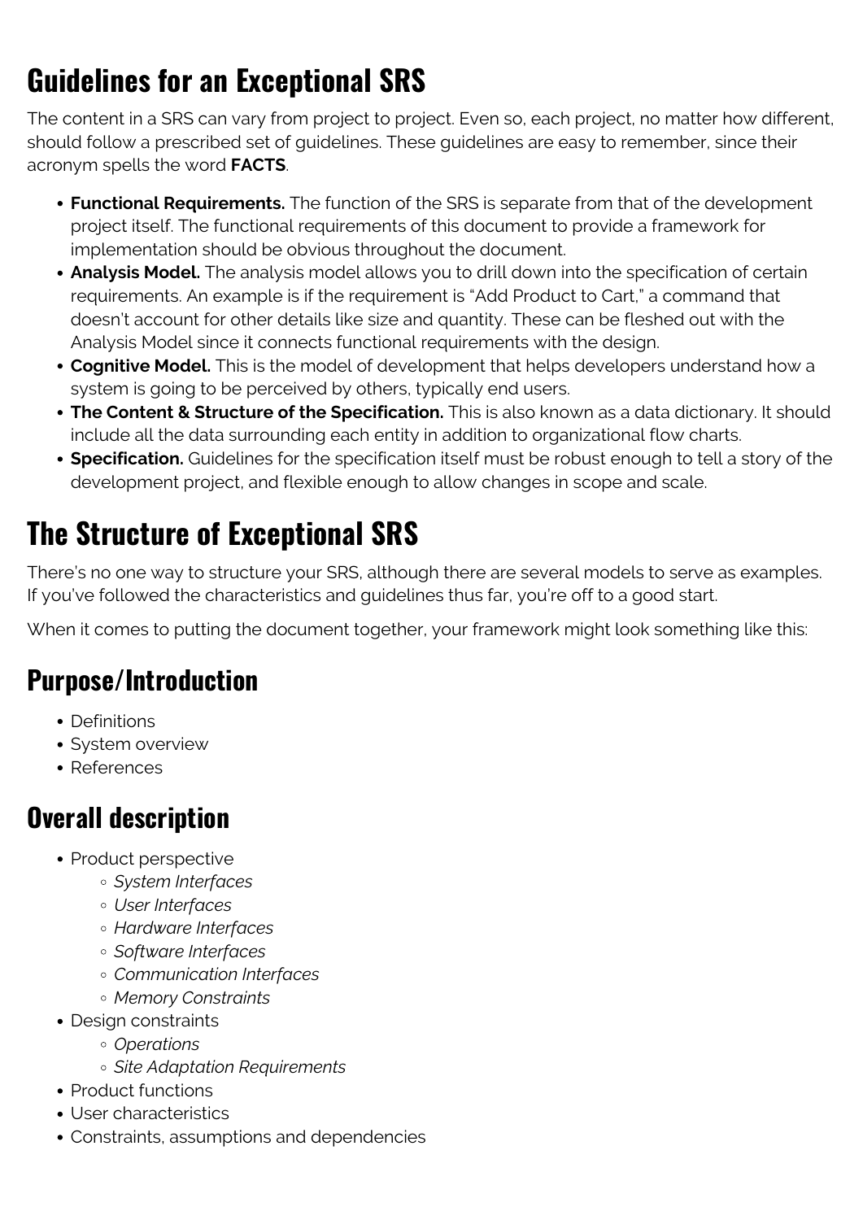# Guidelines for an Exceptional SRS

The content in a SRS can vary from project to project. Even so, each project, no matter how different, should follow a prescribed set of guidelines. These guidelines are easy to remember, since their acronym spells the word **FACTS**.

- **Functional Requirements.** The function of the SRS is separate from that of the development project itself. The functional requirements of this document to provide a framework for implementation should be obvious throughout the document.
- **Analysis Model.** The analysis model allows you to drill down into the specification of certain requirements. An example is if the requirement is "Add Product to Cart," a command that doesn't account for other details like size and quantity. These can be fleshed out with the Analysis Model since it connects functional requirements with the design.
- **Cognitive Model.** This is the model of development that helps developers understand how a system is going to be perceived by others, typically end users.
- **The Content & Structure of the Specification.** This is also known as a data dictionary. It should include all the data surrounding each entity in addition to organizational flow charts.
- **Specification.** Guidelines for the specification itself must be robust enough to tell a story of the development project, and flexible enough to allow changes in scope and scale.

# The Structure of Exceptional SRS

There's no one way to structure your SRS, although there are several models to serve as examples. If you've followed the characteristics and guidelines thus far, you're off to a good start.

When it comes to putting the document together, your framework might look something like this:

## Purpose/Introduction

- Definitions
- System overview
- References

## Overall description

- Product perspective
  - *System Interfaces*
  - *User Interfaces*
  - *Hardware Interfaces*
  - *Software Interfaces*
  - *Communication Interfaces*
  - *Memory Constraints*
- Design constraints
  - *Operations*
  - *Site Adaptation Requirements*
- Product functions
- User characteristics
- Constraints, assumptions and dependencies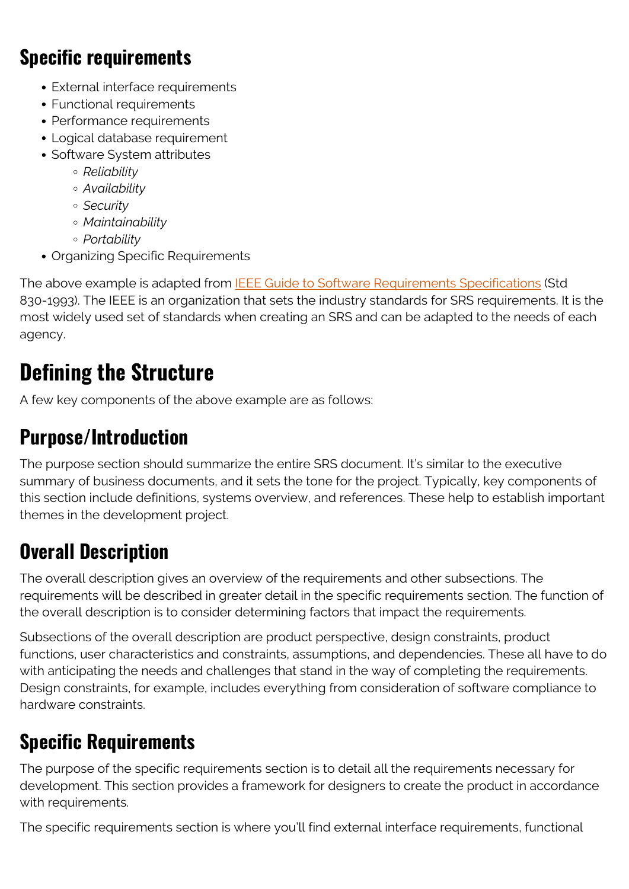## Specific requirements

- External interface requirements
- Functional requirements
- Performance requirements
- Logical database requirement
- Software System attributes
    - *Reliability*
    - *Availability*
    - *Security*
    - *Maintainability*
    - *Portability*
- Organizing Specific Requirements

The above example is adapted from [IEEE Guide to Software Requirements Specifications] (Std 830-1993). The IEEE is an organization that sets the industry standards for SRS requirements. It is the most widely used set of standards when creating an SRS and can be adapted to the needs of each agency.

# Defining the Structure

A few key components of the above example are as follows:

## Purpose/Introduction

The purpose section should summarize the entire SRS document. It's similar to the executive summary of business documents, and it sets the tone for the project. Typically, key components of this section include definitions, systems overview, and references. These help to establish important themes in the development project.

## Overall Description

The overall description gives an overview of the requirements and other subsections. The requirements will be described in greater detail in the specific requirements section. The function of the overall description is to consider determining factors that impact the requirements.

Subsections of the overall description are product perspective, design constraints, product functions, user characteristics and constraints, assumptions, and dependencies. These all have to do with anticipating the needs and challenges that stand in the way of completing the requirements. Design constraints, for example, includes everything from consideration of software compliance to hardware constraints.

## Specific Requirements

The purpose of the specific requirements section is to detail all the requirements necessary for development. This section provides a framework for designers to create the product in accordance with requirements.

The specific requirements section is where you'll find external interface requirements, functional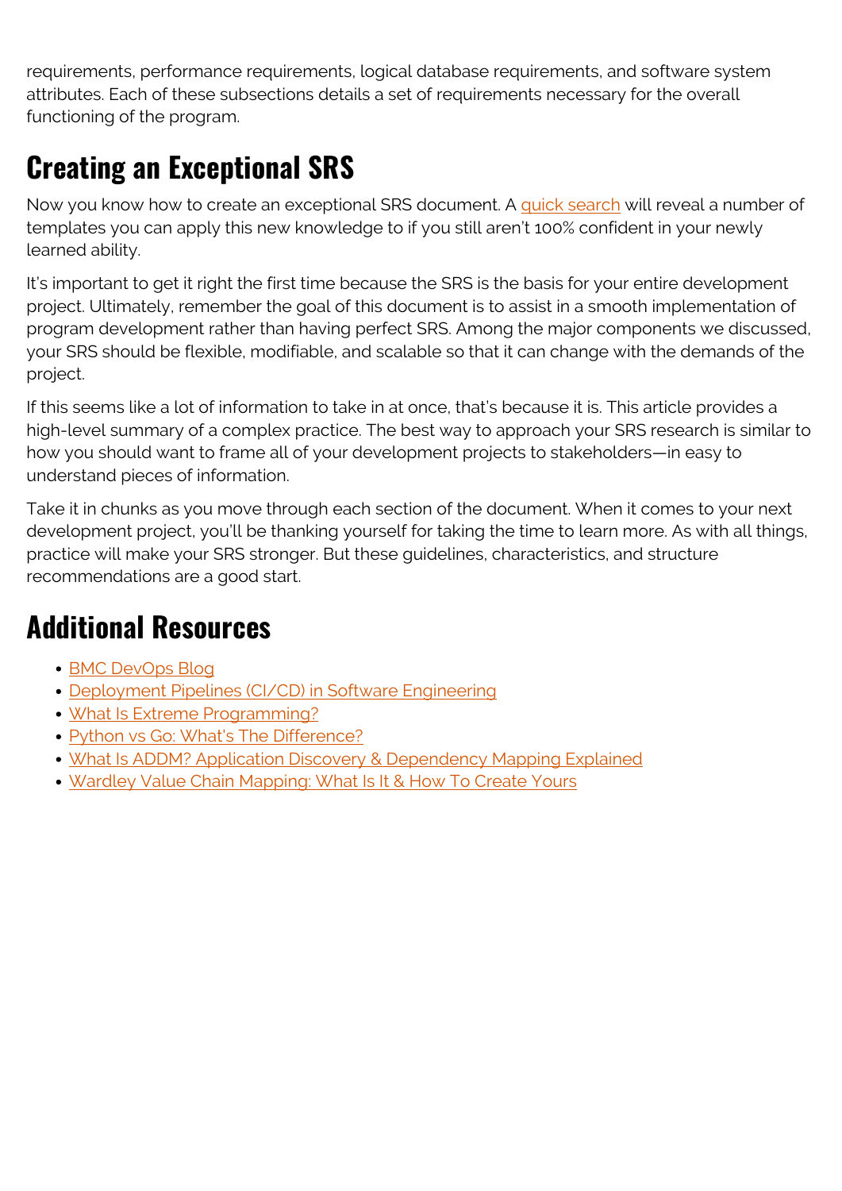requirements, performance requirements, logical database requirements, and software system attributes. Each of these subsections details a set of requirements necessary for the overall functioning of the program.

## Creating an Exceptional SRS

Now you know how to create an exceptional SRS document. A quick search will reveal a number of templates you can apply this new knowledge to if you still aren't 100% confident in your newly learned ability.

It's important to get it right the first time because the SRS is the basis for your entire development project. Ultimately, remember the goal of this document is to assist in a smooth implementation of program development rather than having perfect SRS. Among the major components we discussed, your SRS should be flexible, modifiable, and scalable so that it can change with the demands of the project.

If this seems like a lot of information to take in at once, that's because it is. This article provides a high-level summary of a complex practice. The best way to approach your SRS research is similar to how you should want to frame all of your development projects to stakeholders—in easy to understand pieces of information.

Take it in chunks as you move through each section of the document. When it comes to your next development project, you'll be thanking yourself for taking the time to learn more. As with all things, practice will make your SRS stronger. But these guidelines, characteristics, and structure recommendations are a good start.

## Additional Resources

- BMC DevOps Blog
- Deployment Pipelines (CI/CD) in Software Engineering
- What Is Extreme Programming?
- Python vs Go: What's The Difference?
- What Is ADDM? Application Discovery & Dependency Mapping Explained
- Wardley Value Chain Mapping: What Is It & How To Create Yours